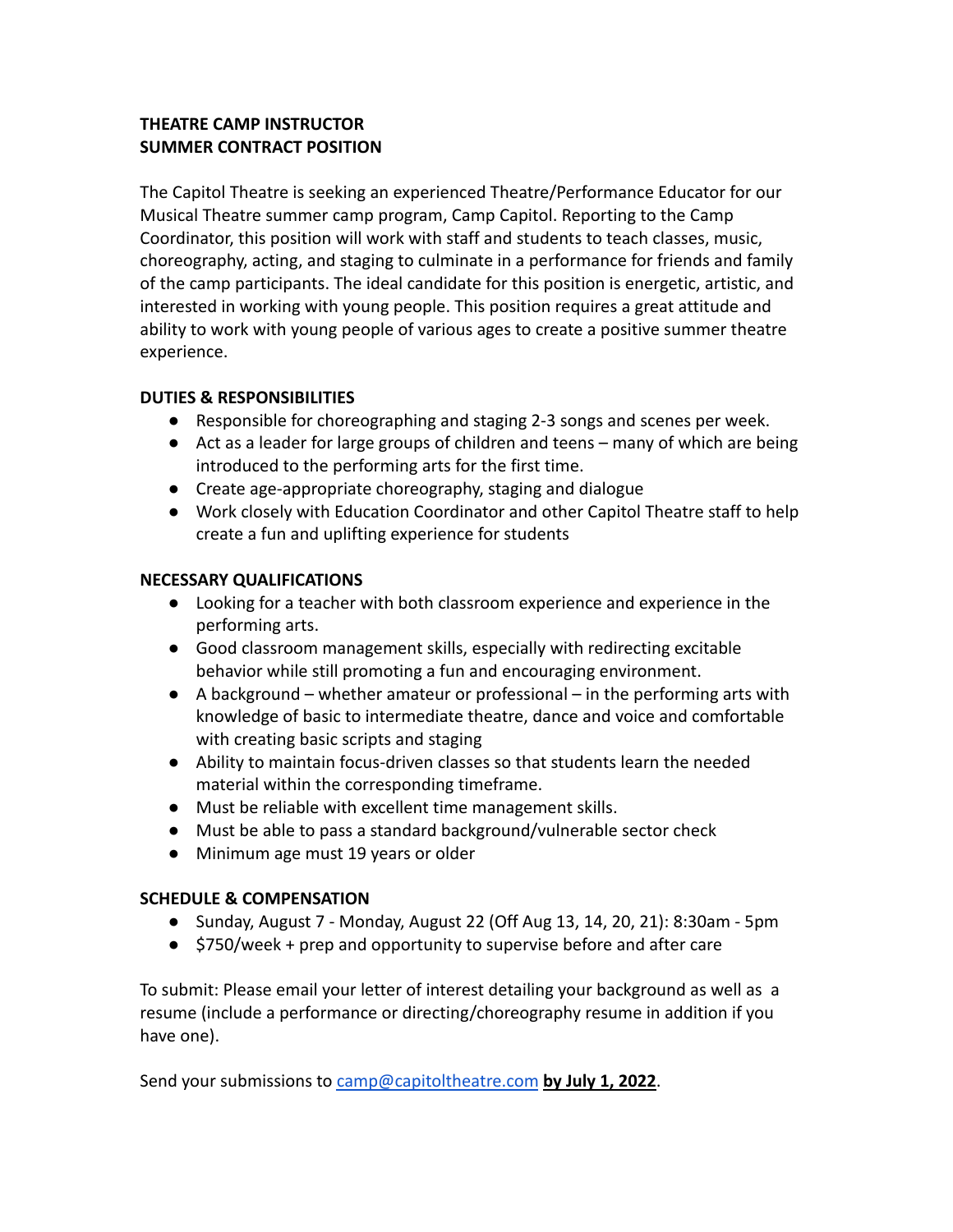**THEATRE CAMP INSTRUCTOR**
**SUMMER CONTRACT POSITION**

The Capitol Theatre is seeking an experienced Theatre/Performance Educator for our Musical Theatre summer camp program, Camp Capitol. Reporting to the Camp Coordinator, this position will work with staff and students to teach classes, music, choreography, acting, and staging to culminate in a performance for friends and family of the camp participants. The ideal candidate for this position is energetic, artistic, and interested in working with young people. This position requires a great attitude and ability to work with young people of various ages to create a positive summer theatre experience.

**DUTIES & RESPONSIBILITIES**

- Responsible for choreographing and staging 2-3 songs and scenes per week.
- Act as a leader for large groups of children and teens – many of which are being introduced to the performing arts for the first time.
- Create age-appropriate choreography, staging and dialogue
- Work closely with Education Coordinator and other Capitol Theatre staff to help create a fun and uplifting experience for students

**NECESSARY QUALIFICATIONS**

- Looking for a teacher with both classroom experience and experience in the performing arts.
- Good classroom management skills, especially with redirecting excitable behavior while still promoting a fun and encouraging environment.
- A background – whether amateur or professional – in the performing arts with knowledge of basic to intermediate theatre, dance and voice and comfortable with creating basic scripts and staging
- Ability to maintain focus-driven classes so that students learn the needed material within the corresponding timeframe.
- Must be reliable with excellent time management skills.
- Must be able to pass a standard background/vulnerable sector check
- Minimum age must 19 years or older

**SCHEDULE & COMPENSATION**

- Sunday, August 7 - Monday, August 22 (Off Aug 13, 14, 20, 21): 8:30am - 5pm
- $750/week + prep and opportunity to supervise before and after care

To submit: Please email your letter of interest detailing your background as well as a resume (include a performance or directing/choreography resume in addition if you have one).

Send your submissions to camp@capitoltheatre.com **by July 1, 2022**.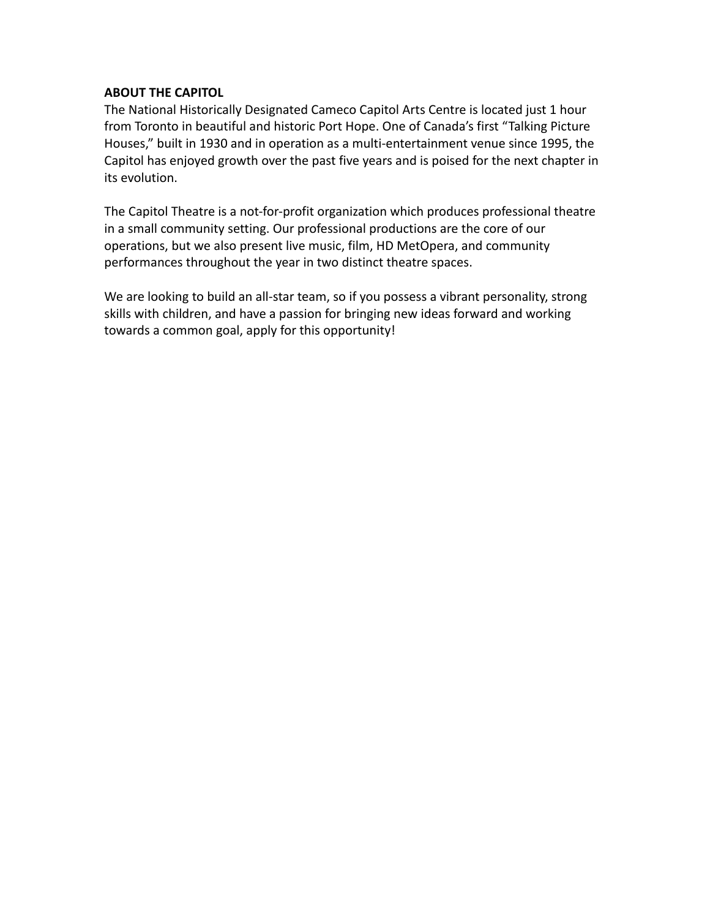**ABOUT THE CAPITOL**

The National Historically Designated Cameco Capitol Arts Centre is located just 1 hour from Toronto in beautiful and historic Port Hope. One of Canada's first "Talking Picture Houses," built in 1930 and in operation as a multi-entertainment venue since 1995, the Capitol has enjoyed growth over the past five years and is poised for the next chapter in its evolution.

The Capitol Theatre is a not-for-profit organization which produces professional theatre in a small community setting. Our professional productions are the core of our operations, but we also present live music, film, HD MetOpera, and community performances throughout the year in two distinct theatre spaces.

We are looking to build an all-star team, so if you possess a vibrant personality, strong skills with children, and have a passion for bringing new ideas forward and working towards a common goal, apply for this opportunity!